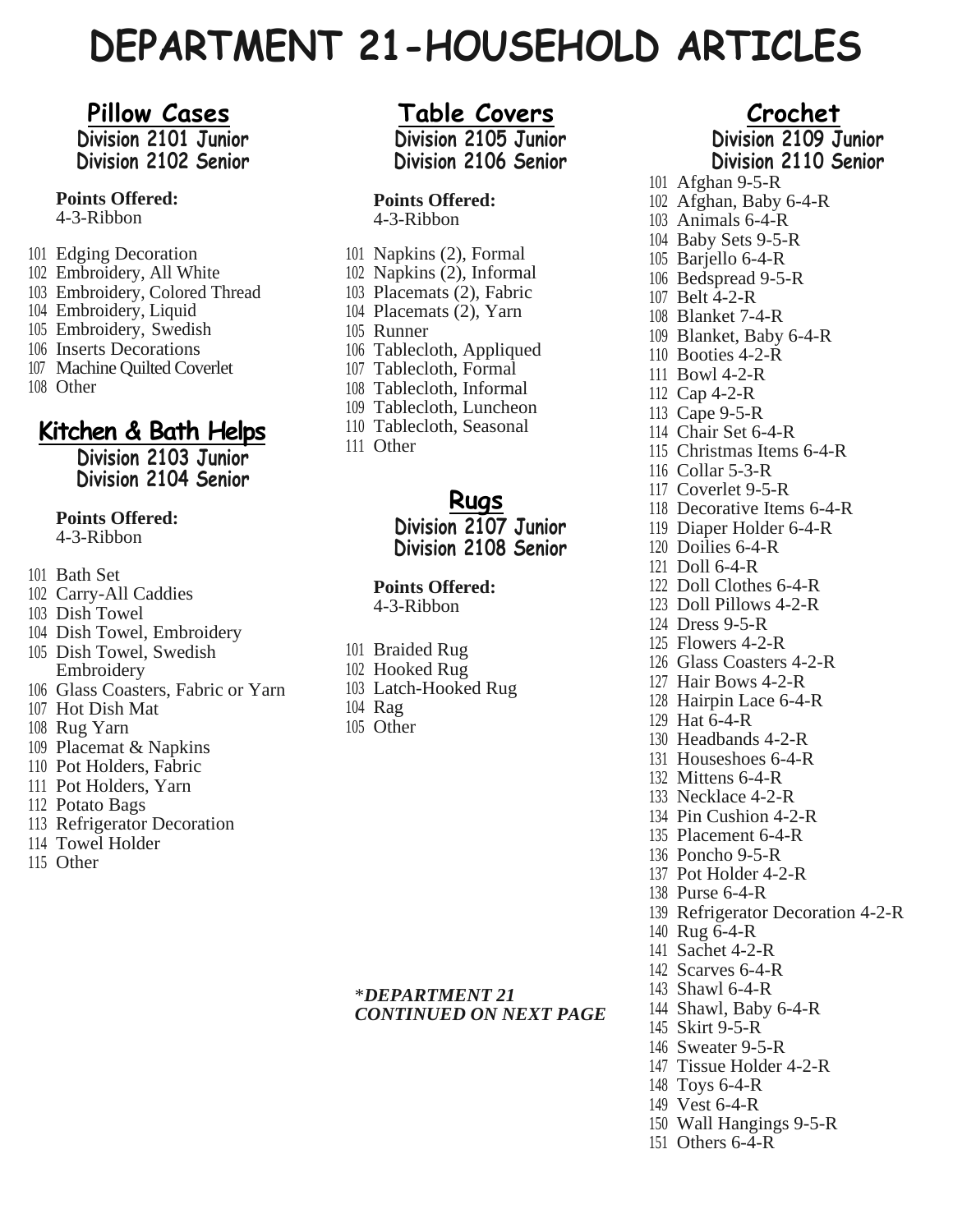# DEPARTMENT 21-HOUSEHOLD ARTICLES

## Pillow Cases

**Division 2101 Junior**
**Division 2102 Senior**

**Points Offered:**
4-3-Ribbon

101 Edging Decoration
102 Embroidery, All White
103 Embroidery, Colored Thread
104 Embroidery, Liquid
105 Embroidery, Swedish
106 Inserts Decorations
107 Machine Quilted Coverlet
108 Other

## Kitchen & Bath Helps

**Division 2103 Junior**
**Division 2104 Senior**

**Points Offered:**
4-3-Ribbon

101 Bath Set
102 Carry-All Caddies
103 Dish Towel
104 Dish Towel, Embroidery
105 Dish Towel, Swedish Embroidery
106 Glass Coasters, Fabric or Yarn
107 Hot Dish Mat
108 Rug Yarn
109 Placemat & Napkins
110 Pot Holders, Fabric
111 Pot Holders, Yarn
112 Potato Bags
113 Refrigerator Decoration
114 Towel Holder
115 Other

## Table Covers

**Division 2105 Junior**
**Division 2106 Senior**

**Points Offered:**
4-3-Ribbon

101 Napkins (2), Formal
102 Napkins (2), Informal
103 Placemats (2), Fabric
104 Placemats (2), Yarn
105 Runner
106 Tablecloth, Appliqued
107 Tablecloth, Formal
108 Tablecloth, Informal
109 Tablecloth, Luncheon
110 Tablecloth, Seasonal
111 Other

## Rugs

**Division 2107 Junior**
**Division 2108 Senior**

**Points Offered:**
4-3-Ribbon

101 Braided Rug
102 Hooked Rug
103 Latch-Hooked Rug
104 Rag
105 Other

*\*DEPARTMENT 21 CONTINUED ON NEXT PAGE*

## Crochet

**Division 2109 Junior**
**Division 2110 Senior**

101 Afghan 9-5-R
102 Afghan, Baby 6-4-R
103 Animals 6-4-R
104 Baby Sets 9-5-R
105 Barjello 6-4-R
106 Bedspread 9-5-R
107 Belt 4-2-R
108 Blanket 7-4-R
109 Blanket, Baby 6-4-R
110 Booties 4-2-R
111 Bowl 4-2-R
112 Cap 4-2-R
113 Cape 9-5-R
114 Chair Set 6-4-R
115 Christmas Items 6-4-R
116 Collar 5-3-R
117 Coverlet 9-5-R
118 Decorative Items 6-4-R
119 Diaper Holder 6-4-R
120 Doilies 6-4-R
121 Doll 6-4-R
122 Doll Clothes 6-4-R
123 Doll Pillows 4-2-R
124 Dress 9-5-R
125 Flowers 4-2-R
126 Glass Coasters 4-2-R
127 Hair Bows 4-2-R
128 Hairpin Lace 6-4-R
129 Hat 6-4-R
130 Headbands 4-2-R
131 Houseshoes 6-4-R
132 Mittens 6-4-R
133 Necklace 4-2-R
134 Pin Cushion 4-2-R
135 Placement 6-4-R
136 Poncho 9-5-R
137 Pot Holder 4-2-R
138 Purse 6-4-R
139 Refrigerator Decoration 4-2-R
140 Rug 6-4-R
141 Sachet 4-2-R
142 Scarves 6-4-R
143 Shawl 6-4-R
144 Shawl, Baby 6-4-R
145 Skirt 9-5-R
146 Sweater 9-5-R
147 Tissue Holder 4-2-R
148 Toys 6-4-R
149 Vest 6-4-R
150 Wall Hangings 9-5-R
151 Others 6-4-R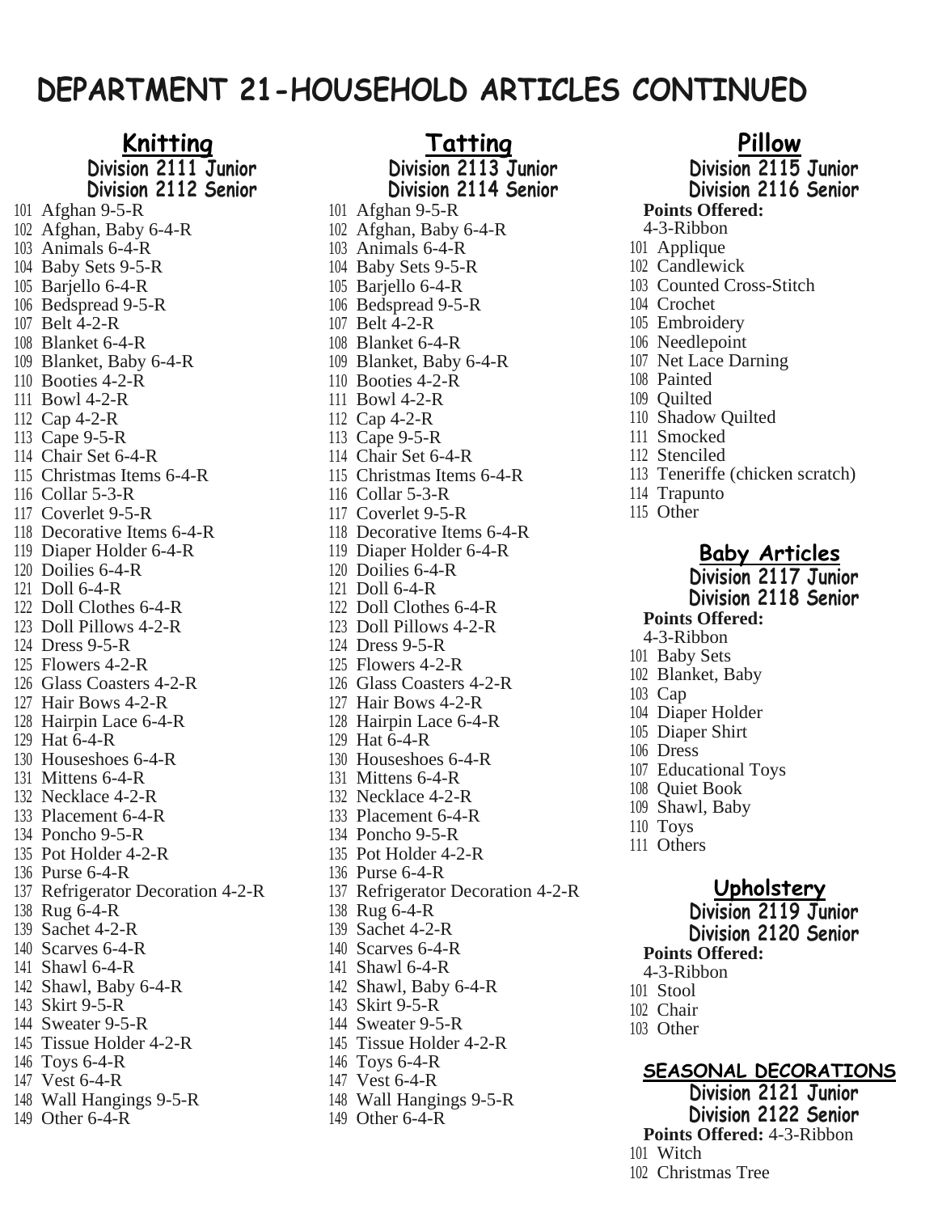# DEPARTMENT 21-HOUSEHOLD ARTICLES CONTINUED

## Knitting

**Division 2111 Junior**
**Division 2112 Senior**

101 Afghan 9-5-R
102 Afghan, Baby 6-4-R
103 Animals 6-4-R
104 Baby Sets 9-5-R
105 Barjello 6-4-R
106 Bedspread 9-5-R
107 Belt 4-2-R
108 Blanket 6-4-R
109 Blanket, Baby 6-4-R
110 Booties 4-2-R
111 Bowl 4-2-R
112 Cap 4-2-R
113 Cape 9-5-R
114 Chair Set 6-4-R
115 Christmas Items 6-4-R
116 Collar 5-3-R
117 Coverlet 9-5-R
118 Decorative Items 6-4-R
119 Diaper Holder 6-4-R
120 Doilies 6-4-R
121 Doll 6-4-R
122 Doll Clothes 6-4-R
123 Doll Pillows 4-2-R
124 Dress 9-5-R
125 Flowers 4-2-R
126 Glass Coasters 4-2-R
127 Hair Bows 4-2-R
128 Hairpin Lace 6-4-R
129 Hat 6-4-R
130 Houseshoes 6-4-R
131 Mittens 6-4-R
132 Necklace 4-2-R
133 Placement 6-4-R
134 Poncho 9-5-R
135 Pot Holder 4-2-R
136 Purse 6-4-R
137 Refrigerator Decoration 4-2-R
138 Rug 6-4-R
139 Sachet 4-2-R
140 Scarves 6-4-R
141 Shawl 6-4-R
142 Shawl, Baby 6-4-R
143 Skirt 9-5-R
144 Sweater 9-5-R
145 Tissue Holder 4-2-R
146 Toys 6-4-R
147 Vest 6-4-R
148 Wall Hangings 9-5-R
149 Other 6-4-R

## Tatting

**Division 2113 Junior**
**Division 2114 Senior**

101 Afghan 9-5-R
102 Afghan, Baby 6-4-R
103 Animals 6-4-R
104 Baby Sets 9-5-R
105 Barjello 6-4-R
106 Bedspread 9-5-R
107 Belt 4-2-R
108 Blanket 6-4-R
109 Blanket, Baby 6-4-R
110 Booties 4-2-R
111 Bowl 4-2-R
112 Cap 4-2-R
113 Cape 9-5-R
114 Chair Set 6-4-R
115 Christmas Items 6-4-R
116 Collar 5-3-R
117 Coverlet 9-5-R
118 Decorative Items 6-4-R
119 Diaper Holder 6-4-R
120 Doilies 6-4-R
121 Doll 6-4-R
122 Doll Clothes 6-4-R
123 Doll Pillows 4-2-R
124 Dress 9-5-R
125 Flowers 4-2-R
126 Glass Coasters 4-2-R
127 Hair Bows 4-2-R
128 Hairpin Lace 6-4-R
129 Hat 6-4-R
130 Houseshoes 6-4-R
131 Mittens 6-4-R
132 Necklace 4-2-R
133 Placement 6-4-R
134 Poncho 9-5-R
135 Pot Holder 4-2-R
136 Purse 6-4-R
137 Refrigerator Decoration 4-2-R
138 Rug 6-4-R
139 Sachet 4-2-R
140 Scarves 6-4-R
141 Shawl 6-4-R
142 Shawl, Baby 6-4-R
143 Skirt 9-5-R
144 Sweater 9-5-R
145 Tissue Holder 4-2-R
146 Toys 6-4-R
147 Vest 6-4-R
148 Wall Hangings 9-5-R
149 Other 6-4-R

## Pillow

**Division 2115 Junior**
**Division 2116 Senior**

**Points Offered:**
4-3-Ribbon

101 Applique
102 Candlewick
103 Counted Cross-Stitch
104 Crochet
105 Embroidery
106 Needlepoint
107 Net Lace Darning
108 Painted
109 Quilted
110 Shadow Quilted
111 Smocked
112 Stenciled
113 Teneriffe (chicken scratch)
114 Trapunto
115 Other

## Baby Articles

**Division 2117 Junior**
**Division 2118 Senior**

**Points Offered:**
4-3-Ribbon

101 Baby Sets
102 Blanket, Baby
103 Cap
104 Diaper Holder
105 Diaper Shirt
106 Dress
107 Educational Toys
108 Quiet Book
109 Shawl, Baby
110 Toys
111 Others

## Upholstery

**Division 2119 Junior**
**Division 2120 Senior**

**Points Offered:**
4-3-Ribbon

101 Stool
102 Chair
103 Other

## SEASONAL DECORATIONS

**Division 2121 Junior**
**Division 2122 Senior**

**Points Offered:** 4-3-Ribbon

101 Witch
102 Christmas Tree